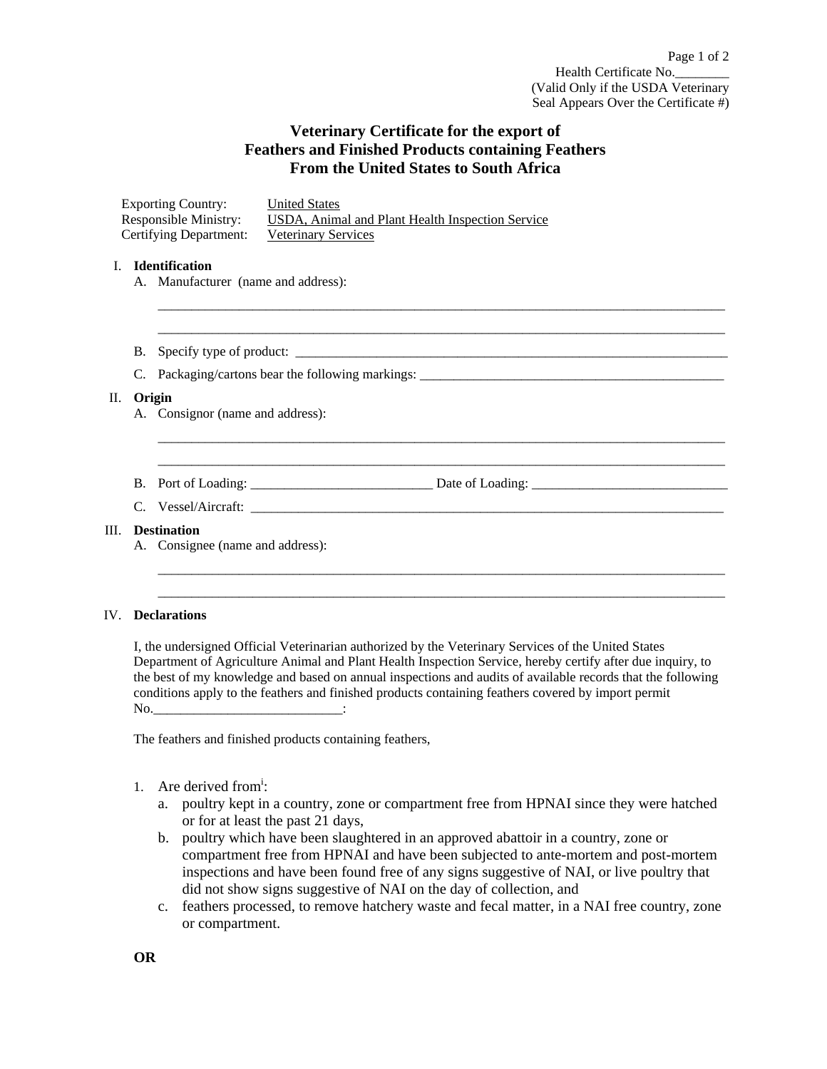Health Certificate No.________
(Valid Only if the USDA Veterinary Seal Appears Over the Certificate #)

# Veterinary Certificate for the export of Feathers and Finished Products containing Feathers From the United States to South Africa

Exporting Country: United States
Responsible Ministry: USDA, Animal and Plant Health Inspection Service
Certifying Department: Veterinary Services

## I. Identification

A. Manufacturer (name and address):

_______________________________________________________________________________

_______________________________________________________________________________

B. Specify type of product: ______________________________________________________________

C. Packaging/cartons bear the following markings: _____________________________________________

## II. Origin

A. Consignor (name and address):

_______________________________________________________________________________

_______________________________________________________________________________

B. Port of Loading: __________________________ Date of Loading: _____________________________

C. Vessel/Aircraft: _________________________________________________________________________

## III. Destination

A. Consignee (name and address):

_______________________________________________________________________________

_______________________________________________________________________________

## IV. Declarations

I, the undersigned Official Veterinarian authorized by the Veterinary Services of the United States Department of Agriculture Animal and Plant Health Inspection Service, hereby certify after due inquiry, to the best of my knowledge and based on annual inspections and audits of available records that the following conditions apply to the feathers and finished products containing feathers covered by import permit No.___________________________:

The feathers and finished products containing feathers,

1. Are derived from[i]:
   a. poultry kept in a country, zone or compartment free from HPNAI since they were hatched or for at least the past 21 days,
   b. poultry which have been slaughtered in an approved abattoir in a country, zone or compartment free from HPNAI and have been subjected to ante-mortem and post-mortem inspections and have been found free of any signs suggestive of NAI, or live poultry that did not show signs suggestive of NAI on the day of collection, and
   c. feathers processed, to remove hatchery waste and fecal matter, in a NAI free country, zone or compartment.

**OR**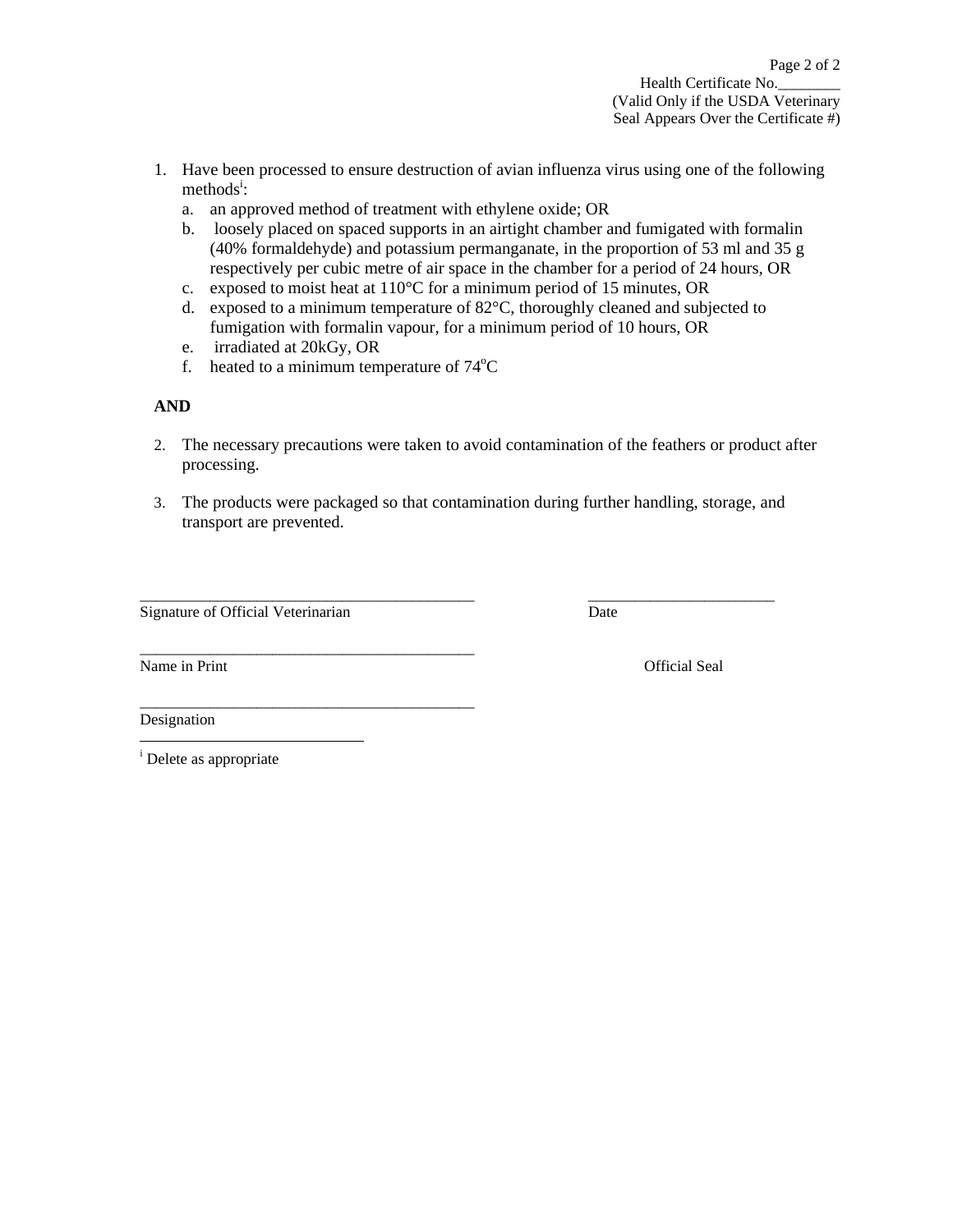Health Certificate No.________
(Valid Only if the USDA Veterinary Seal Appears Over the Certificate #)

1. Have been processed to ensure destruction of avian influenza virus using one of the following methods[i]:
   a. an approved method of treatment with ethylene oxide; OR
   b. loosely placed on spaced supports in an airtight chamber and fumigated with formalin (40% formaldehyde) and potassium permanganate, in the proportion of 53 ml and 35 g respectively per cubic metre of air space in the chamber for a period of 24 hours, OR
   c. exposed to moist heat at 110°C for a minimum period of 15 minutes, OR
   d. exposed to a minimum temperature of 82°C, thoroughly cleaned and subjected to fumigation with formalin vapour, for a minimum period of 10 hours, OR
   e. irradiated at 20kGy, OR
   f. heated to a minimum temperature of 74°C

**AND**

2. The necessary precautions were taken to avoid contamination of the feathers or product after processing.

3. The products were packaged so that contamination during further handling, storage, and transport are prevented.

___________________________________________ ________________________
Signature of Official Veterinarian Date

___________________________________________
Name in Print Official Seal

___________________________________________
Designation

[i] Delete as appropriate